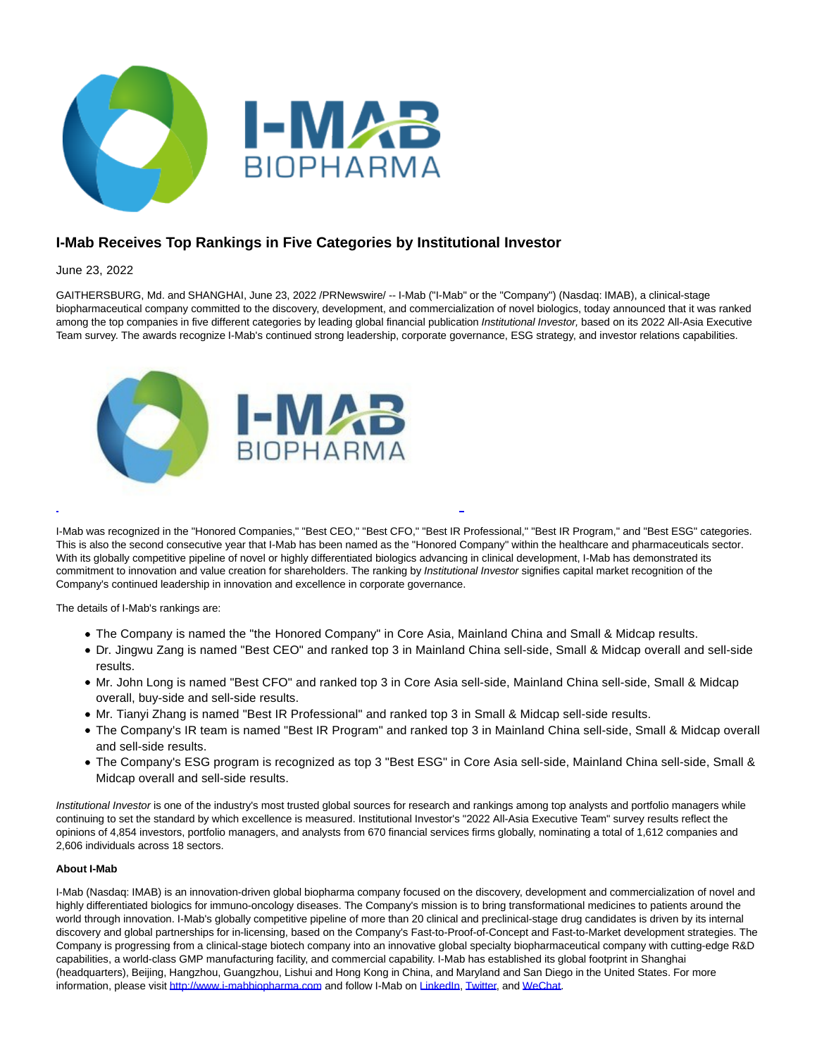# I-Mab Receives Top Rankings in Five Categories by Institutional Investor

June 23, 2022

GAITHERSBURG, Md. and SHANGHAI, June 23, 2022 /PRNewswire/ -- I-Mab ("I-Mab" or the "Company") (Nasdaq: IMAB), a clinical-stage biopharmaceutical company committed to the discovery, development, and commercialization of novel biologics, today announced that it was ranked among the top companies in five different categories by leading global financial publication *Institutional Investor,* based on its 2022 All-Asia Executive Team survey. The awards recognize I-Mab's continued strong leadership, corporate governance, ESG strategy, and investor relations capabilities.

I-Mab was recognized in the "Honored Companies," "Best CEO," "Best CFO," "Best IR Professional," "Best IR Program," and "Best ESG" categories. This is also the second consecutive year that I-Mab has been named as the "Honored Company" within the healthcare and pharmaceuticals sector. With its globally competitive pipeline of novel or highly differentiated biologics advancing in clinical development, I-Mab has demonstrated its commitment to innovation and value creation for shareholders. The ranking by *Institutional Investor* signifies capital market recognition of the Company's continued leadership in innovation and excellence in corporate governance.

The details of I-Mab's rankings are:

- The Company is named the "the Honored Company" in Core Asia, Mainland China and Small & Midcap results.
- Dr. Jingwu Zang is named "Best CEO" and ranked top 3 in Mainland China sell-side, Small & Midcap overall and sell-side results.
- Mr. John Long is named "Best CFO" and ranked top 3 in Core Asia sell-side, Mainland China sell-side, Small & Midcap overall, buy-side and sell-side results.
- Mr. Tianyi Zhang is named "Best IR Professional" and ranked top 3 in Small & Midcap sell-side results.
- The Company's IR team is named "Best IR Program" and ranked top 3 in Mainland China sell-side, Small & Midcap overall and sell-side results.
- The Company's ESG program is recognized as top 3 "Best ESG" in Core Asia sell-side, Mainland China sell-side, Small & Midcap overall and sell-side results.

*Institutional Investor* is one of the industry's most trusted global sources for research and rankings among top analysts and portfolio managers while continuing to set the standard by which excellence is measured. Institutional Investor's "2022 All-Asia Executive Team" survey results reflect the opinions of 4,854 investors, portfolio managers, and analysts from 670 financial services firms globally, nominating a total of 1,612 companies and 2,606 individuals across 18 sectors.

**About I-Mab**

I-Mab (Nasdaq: IMAB) is an innovation-driven global biopharma company focused on the discovery, development and commercialization of novel and highly differentiated biologics for immuno-oncology diseases. The Company's mission is to bring transformational medicines to patients around the world through innovation. I-Mab's globally competitive pipeline of more than 20 clinical and preclinical-stage drug candidates is driven by its internal discovery and global partnerships for in-licensing, based on the Company's Fast-to-Proof-of-Concept and Fast-to-Market development strategies. The Company is progressing from a clinical-stage biotech company into an innovative global specialty biopharmaceutical company with cutting-edge R&D capabilities, a world-class GMP manufacturing facility, and commercial capability. I-Mab has established its global footprint in Shanghai (headquarters), Beijing, Hangzhou, Guangzhou, Lishui and Hong Kong in China, and Maryland and San Diego in the United States. For more information, please visit http://www.i-mabbiopharma.com and follow I-Mab on LinkedIn, Twitter, and WeChat.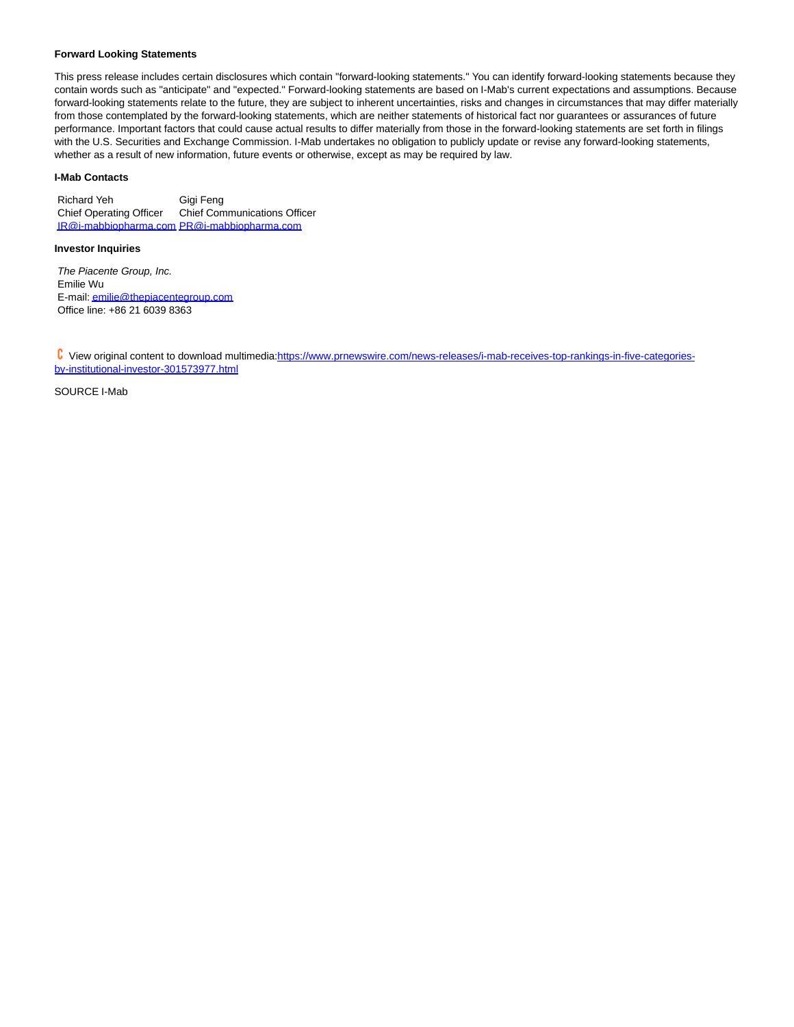**Forward Looking Statements**

This press release includes certain disclosures which contain "forward-looking statements." You can identify forward-looking statements because they contain words such as "anticipate" and "expected." Forward-looking statements are based on I-Mab's current expectations and assumptions. Because forward-looking statements relate to the future, they are subject to inherent uncertainties, risks and changes in circumstances that may differ materially from those contemplated by the forward-looking statements, which are neither statements of historical fact nor guarantees or assurances of future performance. Important factors that could cause actual results to differ materially from those in the forward-looking statements are set forth in filings with the U.S. Securities and Exchange Commission. I-Mab undertakes no obligation to publicly update or revise any forward-looking statements, whether as a result of new information, future events or otherwise, except as may be required by law.

**I-Mab Contacts**

| | |
|---|---|
| Richard Yeh | Gigi Feng |
| Chief Operating Officer | Chief Communications Officer |
| IR@i-mabbiopharma.com | PR@i-mabbiopharma.com |

**Investor Inquiries**

*The Piacente Group, Inc.*
Emilie Wu
E-mail: emilie@thepiacentegroup.com
Office line: +86 21 6039 8363

View original content to download multimedia:https://www.prnewswire.com/news-releases/i-mab-receives-top-rankings-in-five-categories-by-institutional-investor-301573977.html

SOURCE I-Mab